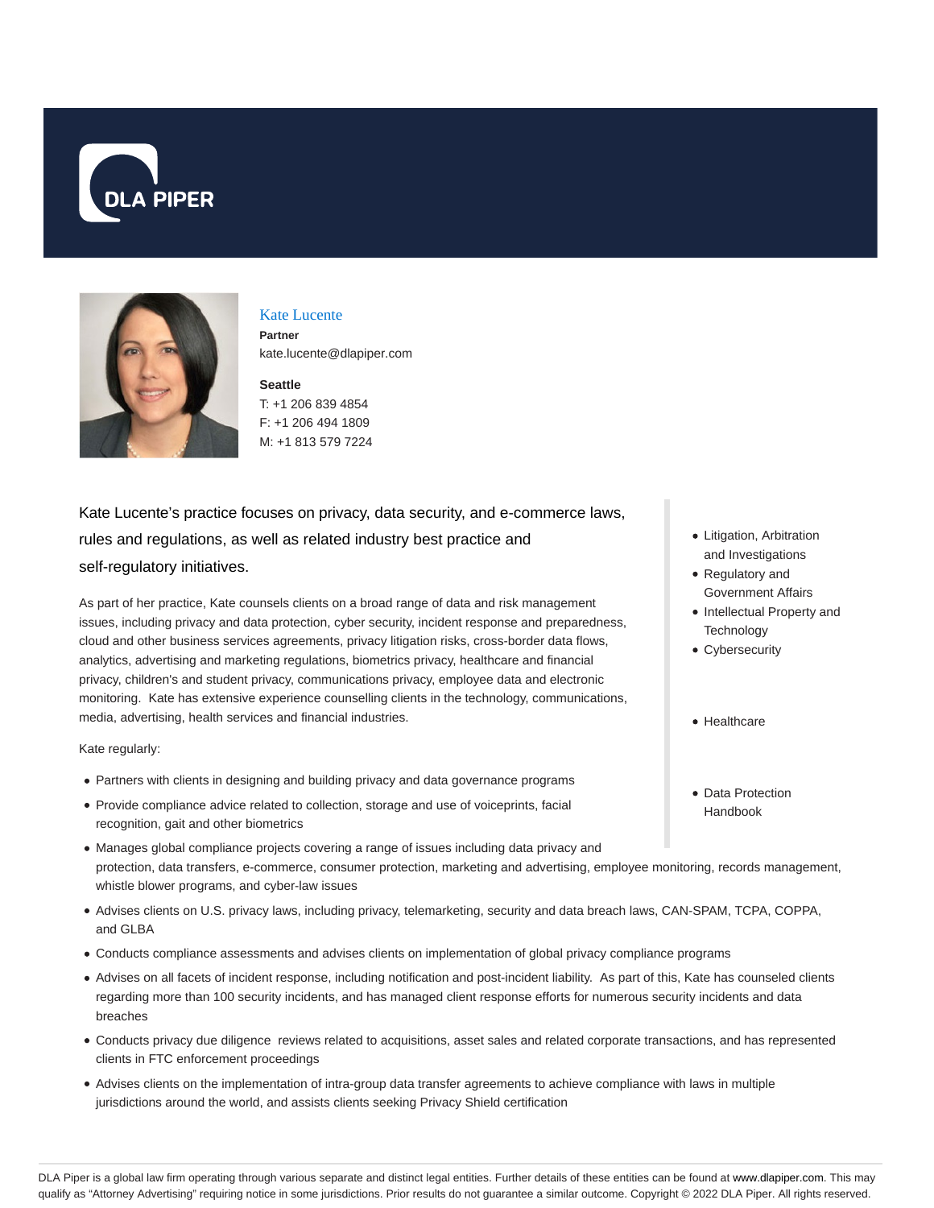# Kate Lucente

**Partner**

kate.lucente@dlapiper.com

**Seattle**

T: +1 206 839 4854

F: +1 206 494 1809

M: +1 813 579 7224

Kate Lucente's practice focuses on privacy, data security, and e-commerce laws, rules and regulations, as well as related industry best practice and self-regulatory initiatives.

As part of her practice, Kate counsels clients on a broad range of data and risk management issues, including privacy and data protection, cyber security, incident response and preparedness, cloud and other business services agreements, privacy litigation risks, cross-border data flows, analytics, advertising and marketing regulations, biometrics privacy, healthcare and financial privacy, children's and student privacy, communications privacy, employee data and electronic monitoring. Kate has extensive experience counselling clients in the technology, communications, media, advertising, health services and financial industries.

Kate regularly:

- Partners with clients in designing and building privacy and data governance programs
- Provide compliance advice related to collection, storage and use of voiceprints, facial recognition, gait and other biometrics
- Manages global compliance projects covering a range of issues including data privacy and protection, data transfers, e-commerce, consumer protection, marketing and advertising, employee monitoring, records management, whistle blower programs, and cyber-law issues
- Advises clients on U.S. privacy laws, including privacy, telemarketing, security and data breach laws, CAN-SPAM, TCPA, COPPA, and GLBA
- Conducts compliance assessments and advises clients on implementation of global privacy compliance programs
- Advises on all facets of incident response, including notification and post-incident liability. As part of this, Kate has counseled clients regarding more than 100 security incidents, and has managed client response efforts for numerous security incidents and data breaches
- Conducts privacy due diligence reviews related to acquisitions, asset sales and related corporate transactions, and has represented clients in FTC enforcement proceedings
- Advises clients on the implementation of intra-group data transfer agreements to achieve compliance with laws in multiple jurisdictions around the world, and assists clients seeking Privacy Shield certification

- Litigation, Arbitration and Investigations
- Regulatory and Government Affairs
- Intellectual Property and Technology
- Cybersecurity

- Healthcare

- Data Protection Handbook

DLA Piper is a global law firm operating through various separate and distinct legal entities. Further details of these entities can be found at www.dlapiper.com. This may qualify as "Attorney Advertising" requiring notice in some jurisdictions. Prior results do not guarantee a similar outcome. Copyright © 2022 DLA Piper. All rights reserved.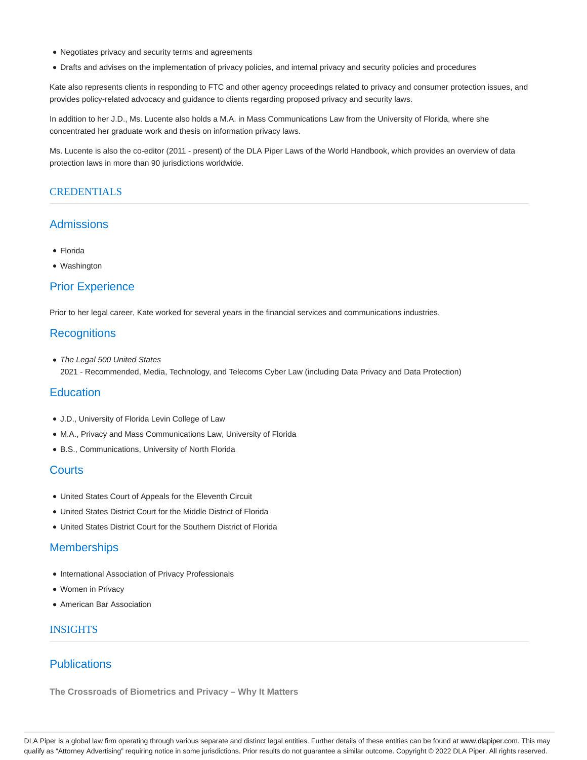- Negotiates privacy and security terms and agreements
- Drafts and advises on the implementation of privacy policies, and internal privacy and security policies and procedures

Kate also represents clients in responding to FTC and other agency proceedings related to privacy and consumer protection issues, and provides policy-related advocacy and guidance to clients regarding proposed privacy and security laws.

In addition to her J.D., Ms. Lucente also holds a M.A. in Mass Communications Law from the University of Florida, where she concentrated her graduate work and thesis on information privacy laws.

Ms. Lucente is also the co-editor (2011 - present) of the DLA Piper Laws of the World Handbook, which provides an overview of data protection laws in more than 90 jurisdictions worldwide.

## CREDENTIALS

### Admissions

- Florida
- Washington

### Prior Experience

Prior to her legal career, Kate worked for several years in the financial services and communications industries.

### Recognitions

- *The Legal 500 United States*
  2021 - Recommended, Media, Technology, and Telecoms Cyber Law (including Data Privacy and Data Protection)

### Education

- J.D., University of Florida Levin College of Law
- M.A., Privacy and Mass Communications Law, University of Florida
- B.S., Communications, University of North Florida

### Courts

- United States Court of Appeals for the Eleventh Circuit
- United States District Court for the Middle District of Florida
- United States District Court for the Southern District of Florida

### Memberships

- International Association of Privacy Professionals
- Women in Privacy
- American Bar Association

## INSIGHTS

### Publications

**The Crossroads of Biometrics and Privacy – Why It Matters**

DLA Piper is a global law firm operating through various separate and distinct legal entities. Further details of these entities can be found at www.dlapiper.com. This may qualify as "Attorney Advertising" requiring notice in some jurisdictions. Prior results do not guarantee a similar outcome. Copyright © 2022 DLA Piper. All rights reserved.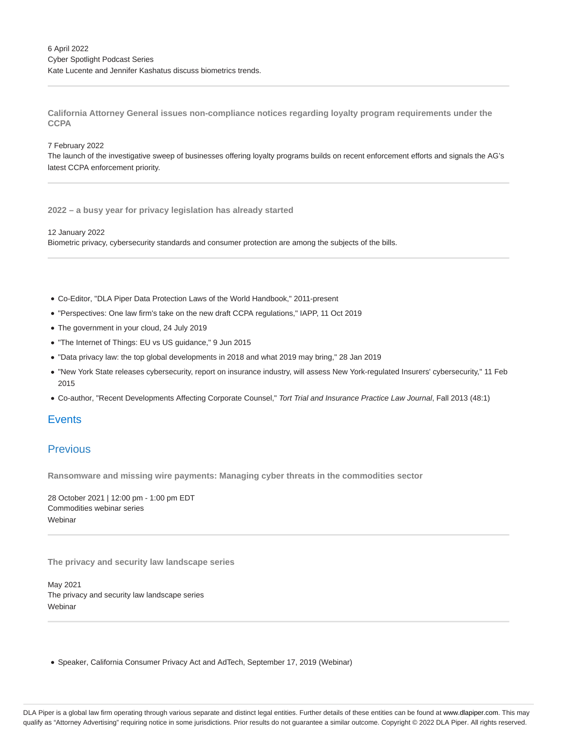6 April 2022
Cyber Spotlight Podcast Series
Kate Lucente and Jennifer Kashatus discuss biometrics trends.

---

**California Attorney General issues non-compliance notices regarding loyalty program requirements under the CCPA**

7 February 2022
The launch of the investigative sweep of businesses offering loyalty programs builds on recent enforcement efforts and signals the AG's latest CCPA enforcement priority.

---

**2022 – a busy year for privacy legislation has already started**

12 January 2022
Biometric privacy, cybersecurity standards and consumer protection are among the subjects of the bills.

---

- Co-Editor, "DLA Piper Data Protection Laws of the World Handbook," 2011-present
- "Perspectives: One law firm's take on the new draft CCPA regulations," IAPP, 11 Oct 2019
- The government in your cloud, 24 July 2019
- "The Internet of Things: EU vs US guidance," 9 Jun 2015
- "Data privacy law: the top global developments in 2018 and what 2019 may bring," 28 Jan 2019
- "New York State releases cybersecurity, report on insurance industry, will assess New York-regulated Insurers' cybersecurity," 11 Feb 2015
- Co-author, "Recent Developments Affecting Corporate Counsel," *Tort Trial and Insurance Practice Law Journal*, Fall 2013 (48:1)

## Events

## Previous

**Ransomware and missing wire payments: Managing cyber threats in the commodities sector**

28 October 2021 | 12:00 pm - 1:00 pm EDT
Commodities webinar series
Webinar

---

**The privacy and security law landscape series**

May 2021
The privacy and security law landscape series
Webinar

---

- Speaker, California Consumer Privacy Act and AdTech, September 17, 2019 (Webinar)

DLA Piper is a global law firm operating through various separate and distinct legal entities. Further details of these entities can be found at www.dlapiper.com. This may qualify as "Attorney Advertising" requiring notice in some jurisdictions. Prior results do not guarantee a similar outcome. Copyright © 2022 DLA Piper. All rights reserved.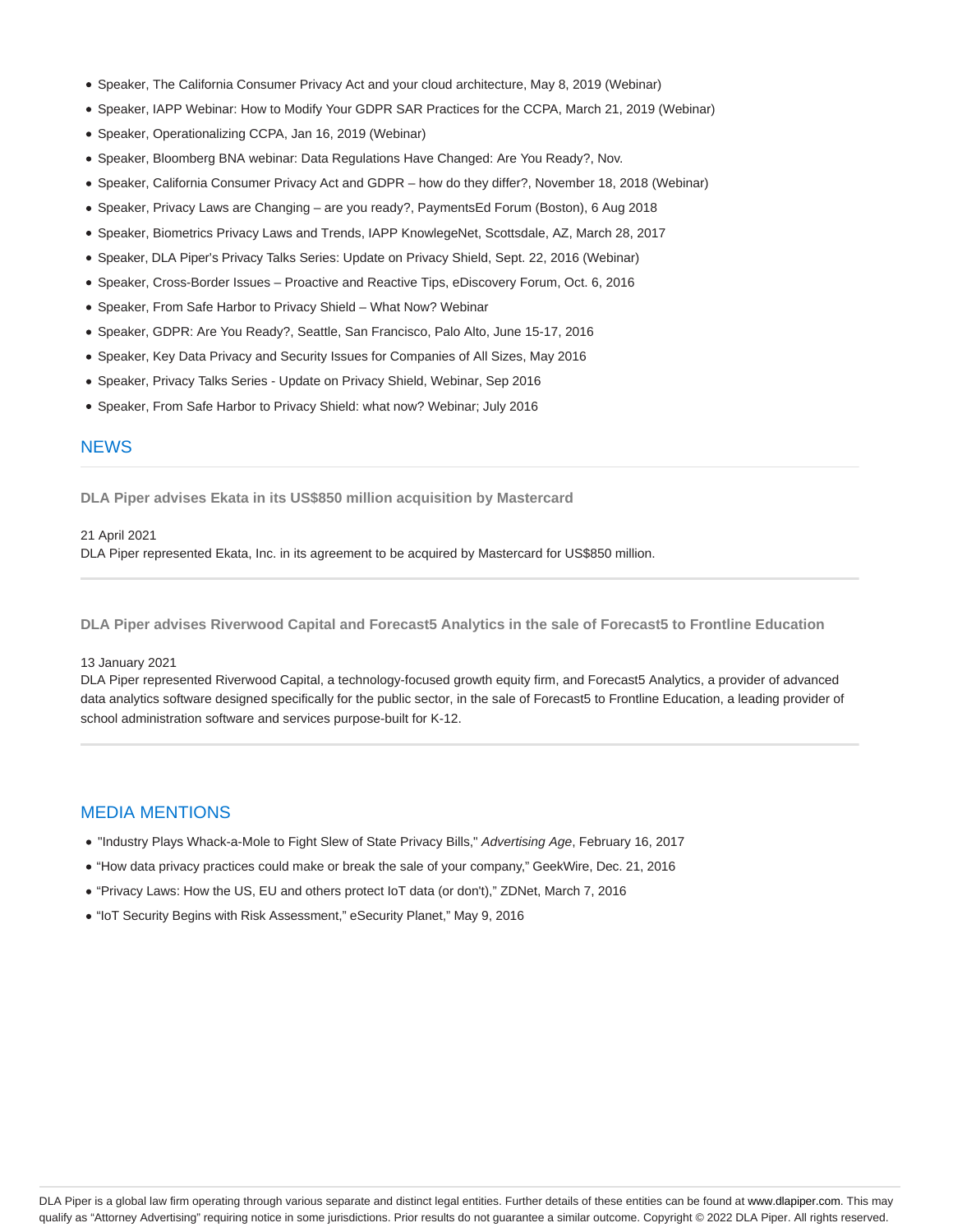- Speaker, The California Consumer Privacy Act and your cloud architecture, May 8, 2019 (Webinar)
- Speaker, IAPP Webinar: How to Modify Your GDPR SAR Practices for the CCPA, March 21, 2019 (Webinar)
- Speaker, Operationalizing CCPA, Jan 16, 2019 (Webinar)
- Speaker, Bloomberg BNA webinar: Data Regulations Have Changed: Are You Ready?, Nov.
- Speaker, California Consumer Privacy Act and GDPR – how do they differ?, November 18, 2018 (Webinar)
- Speaker, Privacy Laws are Changing – are you ready?, PaymentsEd Forum (Boston), 6 Aug 2018
- Speaker, Biometrics Privacy Laws and Trends, IAPP KnowlegeNet, Scottsdale, AZ, March 28, 2017
- Speaker, DLA Piper's Privacy Talks Series: Update on Privacy Shield, Sept. 22, 2016 (Webinar)
- Speaker, Cross-Border Issues – Proactive and Reactive Tips, eDiscovery Forum, Oct. 6, 2016
- Speaker, From Safe Harbor to Privacy Shield – What Now? Webinar
- Speaker, GDPR: Are You Ready?, Seattle, San Francisco, Palo Alto, June 15-17, 2016
- Speaker, Key Data Privacy and Security Issues for Companies of All Sizes, May 2016
- Speaker, Privacy Talks Series - Update on Privacy Shield, Webinar, Sep 2016
- Speaker, From Safe Harbor to Privacy Shield: what now? Webinar; July 2016

## NEWS

**DLA Piper advises Ekata in its US$850 million acquisition by Mastercard**

21 April 2021
DLA Piper represented Ekata, Inc. in its agreement to be acquired by Mastercard for US$850 million.

**DLA Piper advises Riverwood Capital and Forecast5 Analytics in the sale of Forecast5 to Frontline Education**

13 January 2021
DLA Piper represented Riverwood Capital, a technology-focused growth equity firm, and Forecast5 Analytics, a provider of advanced data analytics software designed specifically for the public sector, in the sale of Forecast5 to Frontline Education, a leading provider of school administration software and services purpose-built for K-12.

## MEDIA MENTIONS

- "Industry Plays Whack-a-Mole to Fight Slew of State Privacy Bills," *Advertising Age*, February 16, 2017
- "How data privacy practices could make or break the sale of your company," GeekWire, Dec. 21, 2016
- "Privacy Laws: How the US, EU and others protect IoT data (or don't)," ZDNet, March 7, 2016
- "IoT Security Begins with Risk Assessment," eSecurity Planet," May 9, 2016

DLA Piper is a global law firm operating through various separate and distinct legal entities. Further details of these entities can be found at www.dlapiper.com. This may qualify as "Attorney Advertising" requiring notice in some jurisdictions. Prior results do not guarantee a similar outcome. Copyright © 2022 DLA Piper. All rights reserved.